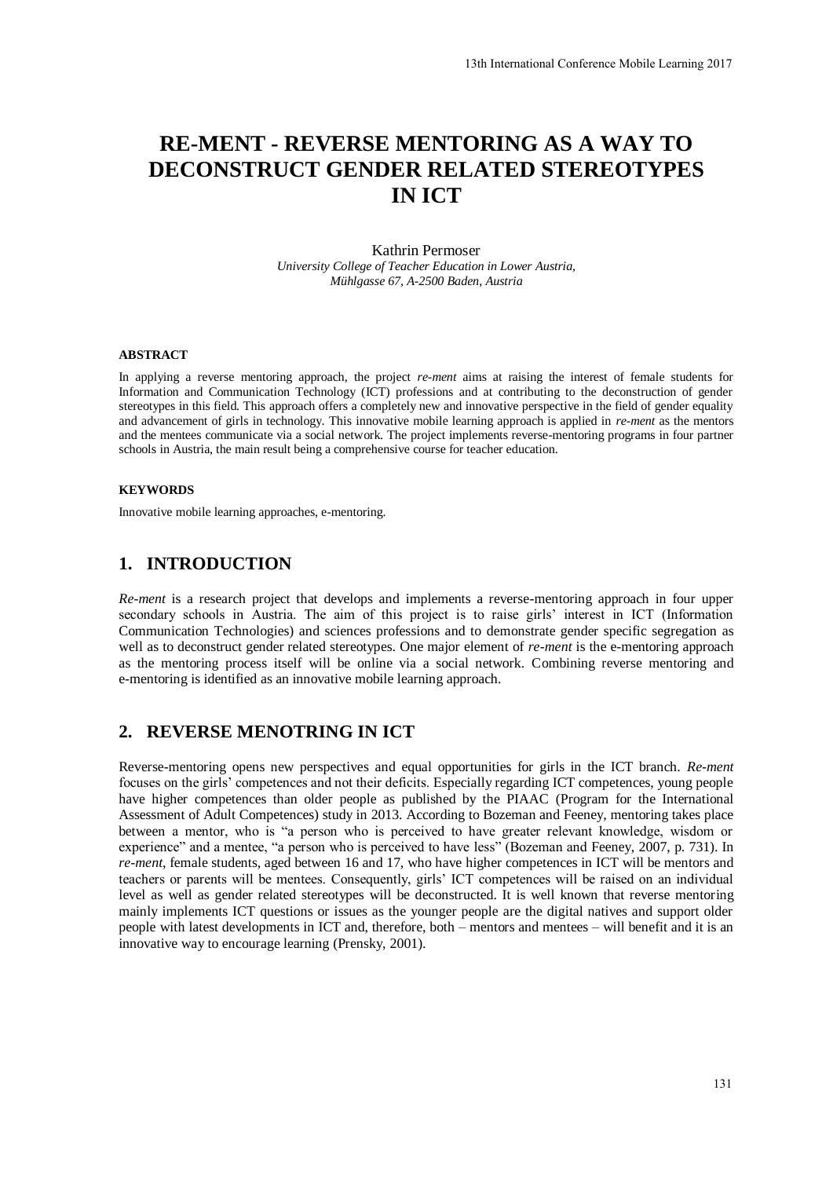# RE-MENT - REVERSE MENTORING AS A WAY TO DECONSTRUCT GENDER RELATED STEREOTYPES IN ICT

Kathrin Permoser
*University College of Teacher Education in Lower Austria,*
*Mühlgasse 67, A-2500 Baden, Austria*

### ABSTRACT

In applying a reverse mentoring approach, the project *re-ment* aims at raising the interest of female students for Information and Communication Technology (ICT) professions and at contributing to the deconstruction of gender stereotypes in this field. This approach offers a completely new and innovative perspective in the field of gender equality and advancement of girls in technology. This innovative mobile learning approach is applied in *re-ment* as the mentors and the mentees communicate via a social network. The project implements reverse-mentoring programs in four partner schools in Austria, the main result being a comprehensive course for teacher education.

### KEYWORDS

Innovative mobile learning approaches, e-mentoring.

## 1. INTRODUCTION

*Re-ment* is a research project that develops and implements a reverse-mentoring approach in four upper secondary schools in Austria. The aim of this project is to raise girls' interest in ICT (Information Communication Technologies) and sciences professions and to demonstrate gender specific segregation as well as to deconstruct gender related stereotypes. One major element of *re-ment* is the e-mentoring approach as the mentoring process itself will be online via a social network. Combining reverse mentoring and e-mentoring is identified as an innovative mobile learning approach.

## 2. REVERSE MENOTRING IN ICT

Reverse-mentoring opens new perspectives and equal opportunities for girls in the ICT branch. *Re-ment* focuses on the girls' competences and not their deficits. Especially regarding ICT competences, young people have higher competences than older people as published by the PIAAC (Program for the International Assessment of Adult Competences) study in 2013. According to Bozeman and Feeney, mentoring takes place between a mentor, who is "a person who is perceived to have greater relevant knowledge, wisdom or experience" and a mentee, "a person who is perceived to have less" (Bozeman and Feeney, 2007, p. 731). In *re-ment*, female students, aged between 16 and 17, who have higher competences in ICT will be mentors and teachers or parents will be mentees. Consequently, girls' ICT competences will be raised on an individual level as well as gender related stereotypes will be deconstructed. It is well known that reverse mentoring mainly implements ICT questions or issues as the younger people are the digital natives and support older people with latest developments in ICT and, therefore, both – mentors and mentees – will benefit and it is an innovative way to encourage learning (Prensky, 2001).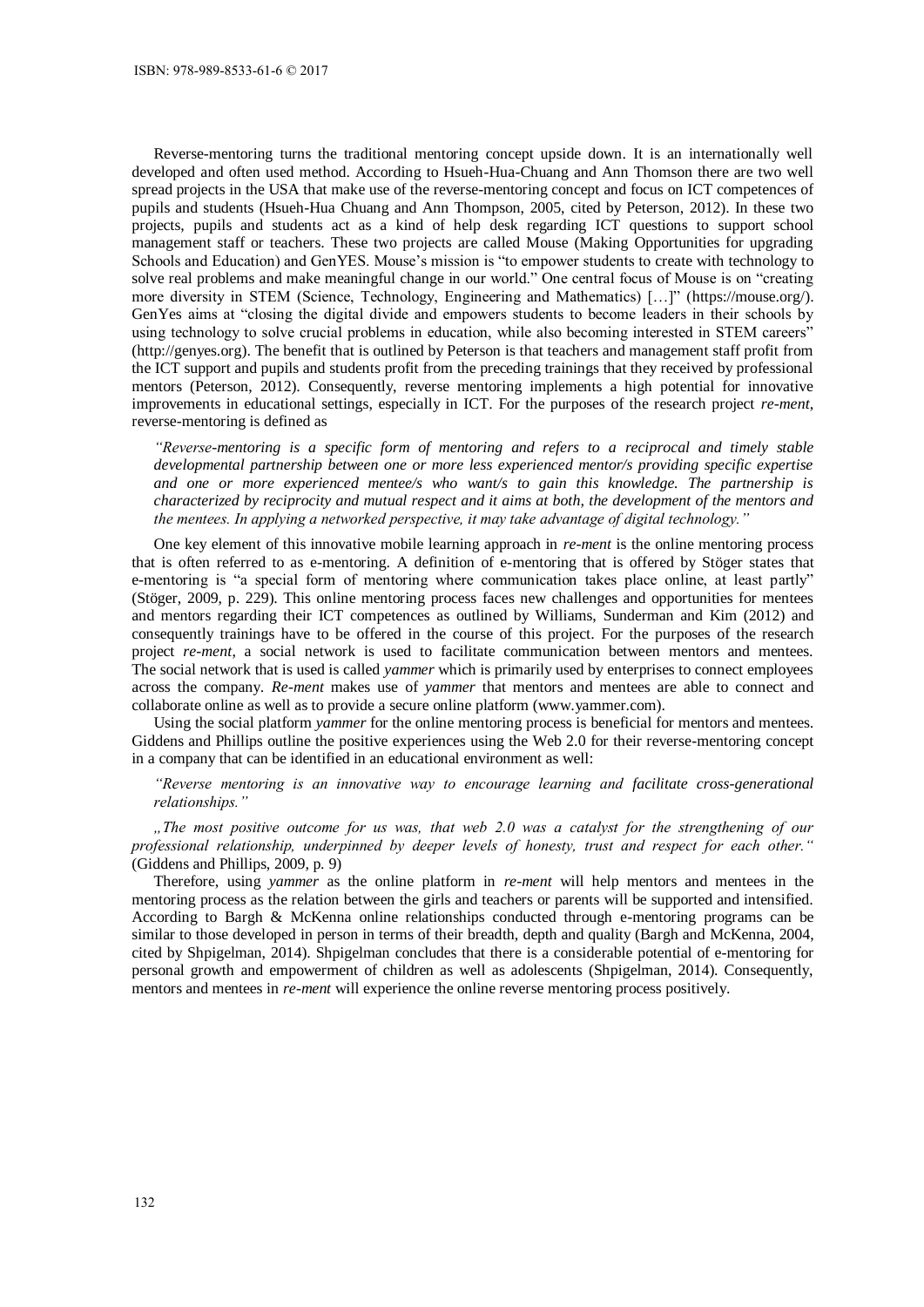Reverse-mentoring turns the traditional mentoring concept upside down. It is an internationally well developed and often used method. According to Hsueh-Hua-Chuang and Ann Thomson there are two well spread projects in the USA that make use of the reverse-mentoring concept and focus on ICT competences of pupils and students (Hsueh-Hua Chuang and Ann Thompson, 2005, cited by Peterson, 2012). In these two projects, pupils and students act as a kind of help desk regarding ICT questions to support school management staff or teachers. These two projects are called Mouse (Making Opportunities for upgrading Schools and Education) and GenYES. Mouse's mission is "to empower students to create with technology to solve real problems and make meaningful change in our world." One central focus of Mouse is on "creating more diversity in STEM (Science, Technology, Engineering and Mathematics) […]" (https://mouse.org/). GenYes aims at "closing the digital divide and empowers students to become leaders in their schools by using technology to solve crucial problems in education, while also becoming interested in STEM careers" (http://genyes.org). The benefit that is outlined by Peterson is that teachers and management staff profit from the ICT support and pupils and students profit from the preceding trainings that they received by professional mentors (Peterson, 2012). Consequently, reverse mentoring implements a high potential for innovative improvements in educational settings, especially in ICT. For the purposes of the research project *re-ment*, reverse-mentoring is defined as

*"Reverse-mentoring is a specific form of mentoring and refers to a reciprocal and timely stable developmental partnership between one or more less experienced mentor/s providing specific expertise and one or more experienced mentee/s who want/s to gain this knowledge. The partnership is characterized by reciprocity and mutual respect and it aims at both, the development of the mentors and the mentees. In applying a networked perspective, it may take advantage of digital technology."*

One key element of this innovative mobile learning approach in *re-ment* is the online mentoring process that is often referred to as e-mentoring. A definition of e-mentoring that is offered by Stöger states that e-mentoring is "a special form of mentoring where communication takes place online, at least partly" (Stöger, 2009, p. 229). This online mentoring process faces new challenges and opportunities for mentees and mentors regarding their ICT competences as outlined by Williams, Sunderman and Kim (2012) and consequently trainings have to be offered in the course of this project. For the purposes of the research project *re-ment*, a social network is used to facilitate communication between mentors and mentees. The social network that is used is called *yammer* which is primarily used by enterprises to connect employees across the company. *Re-ment* makes use of *yammer* that mentors and mentees are able to connect and collaborate online as well as to provide a secure online platform (www.yammer.com).

Using the social platform *yammer* for the online mentoring process is beneficial for mentors and mentees. Giddens and Phillips outline the positive experiences using the Web 2.0 for their reverse-mentoring concept in a company that can be identified in an educational environment as well:

*"Reverse mentoring is an innovative way to encourage learning and facilitate cross-generational relationships."*

*„The most positive outcome for us was, that web 2.0 was a catalyst for the strengthening of our professional relationship, underpinned by deeper levels of honesty, trust and respect for each other."* (Giddens and Phillips, 2009, p. 9)

Therefore, using *yammer* as the online platform in *re-ment* will help mentors and mentees in the mentoring process as the relation between the girls and teachers or parents will be supported and intensified. According to Bargh & McKenna online relationships conducted through e-mentoring programs can be similar to those developed in person in terms of their breadth, depth and quality (Bargh and McKenna, 2004, cited by Shpigelman, 2014). Shpigelman concludes that there is a considerable potential of e-mentoring for personal growth and empowerment of children as well as adolescents (Shpigelman, 2014). Consequently, mentors and mentees in *re-ment* will experience the online reverse mentoring process positively.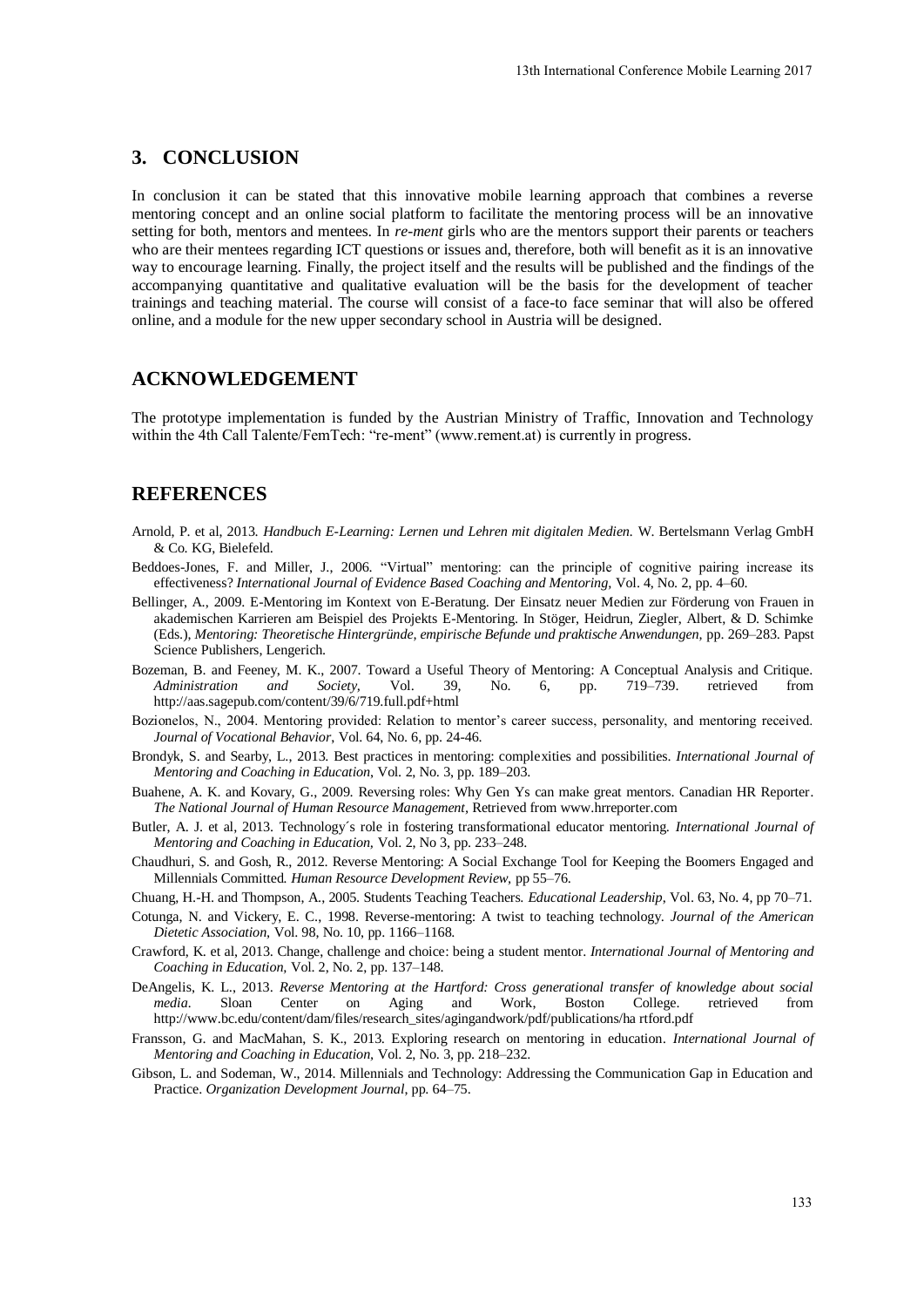## 3. CONCLUSION

In conclusion it can be stated that this innovative mobile learning approach that combines a reverse mentoring concept and an online social platform to facilitate the mentoring process will be an innovative setting for both, mentors and mentees. In *re-ment* girls who are the mentors support their parents or teachers who are their mentees regarding ICT questions or issues and, therefore, both will benefit as it is an innovative way to encourage learning. Finally, the project itself and the results will be published and the findings of the accompanying quantitative and qualitative evaluation will be the basis for the development of teacher trainings and teaching material. The course will consist of a face-to face seminar that will also be offered online, and a module for the new upper secondary school in Austria will be designed.

## ACKNOWLEDGEMENT

The prototype implementation is funded by the Austrian Ministry of Traffic, Innovation and Technology within the 4th Call Talente/FemTech: "re-ment" (www.rement.at) is currently in progress.

## REFERENCES

Arnold, P. et al, 2013. *Handbuch E-Learning: Lernen und Lehren mit digitalen Medien.* W. Bertelsmann Verlag GmbH & Co. KG, Bielefeld.

Beddoes-Jones, F. and Miller, J., 2006. "Virtual" mentoring: can the principle of cognitive pairing increase its effectiveness? *International Journal of Evidence Based Coaching and Mentoring,* Vol. 4, No. 2, pp. 4–60.

Bellinger, A., 2009. E-Mentoring im Kontext von E-Beratung. Der Einsatz neuer Medien zur Förderung von Frauen in akademischen Karrieren am Beispiel des Projekts E-Mentoring. In Stöger, Heidrun, Ziegler, Albert, & D. Schimke (Eds.), *Mentoring: Theoretische Hintergründe, empirische Befunde und praktische Anwendungen,* pp. 269–283. Papst Science Publishers, Lengerich.

Bozeman, B. and Feeney, M. K., 2007. Toward a Useful Theory of Mentoring: A Conceptual Analysis and Critique. *Administration and Society,* Vol. 39, No. 6, pp. 719–739. retrieved from http://aas.sagepub.com/content/39/6/719.full.pdf+html

Bozionelos, N., 2004. Mentoring provided: Relation to mentor's career success, personality, and mentoring received. *Journal of Vocational Behavior,* Vol. 64, No. 6, pp. 24-46.

Brondyk, S. and Searby, L., 2013. Best practices in mentoring: complexities and possibilities. *International Journal of Mentoring and Coaching in Education*, Vol. 2, No. 3, pp. 189–203.

Buahene, A. K. and Kovary, G., 2009. Reversing roles: Why Gen Ys can make great mentors. Canadian HR Reporter. *The National Journal of Human Resource Management*, Retrieved from www.hrreporter.com

Butler, A. J. et al, 2013. Technology´s role in fostering transformational educator mentoring. *International Journal of Mentoring and Coaching in Education,* Vol. 2, No 3, pp. 233–248.

Chaudhuri, S. and Gosh, R., 2012. Reverse Mentoring: A Social Exchange Tool for Keeping the Boomers Engaged and Millennials Committed. *Human Resource Development Review,* pp 55–76.

Chuang, H.-H. and Thompson, A., 2005. Students Teaching Teachers. *Educational Leadership*, Vol. 63, No. 4, pp 70–71.

Cotunga, N. and Vickery, E. C., 1998. Reverse-mentoring: A twist to teaching technology. *Journal of the American Dietetic Association,* Vol. 98, No. 10, pp. 1166–1168.

Crawford, K. et al, 2013. Change, challenge and choice: being a student mentor. *International Journal of Mentoring and Coaching in Education,* Vol. 2, No. 2, pp. 137–148.

DeAngelis, K. L., 2013. *Reverse Mentoring at the Hartford: Cross generational transfer of knowledge about social media*. Sloan Center on Aging and Work, Boston College. retrieved from http://www.bc.edu/content/dam/files/research_sites/agingandwork/pdf/publications/ha rtford.pdf

Fransson, G. and MacMahan, S. K., 2013. Exploring research on mentoring in education. *International Journal of Mentoring and Coaching in Education,* Vol. 2, No. 3, pp. 218–232.

Gibson, L. and Sodeman, W., 2014. Millennials and Technology: Addressing the Communication Gap in Education and Practice. *Organization Development Journal,* pp. 64–75.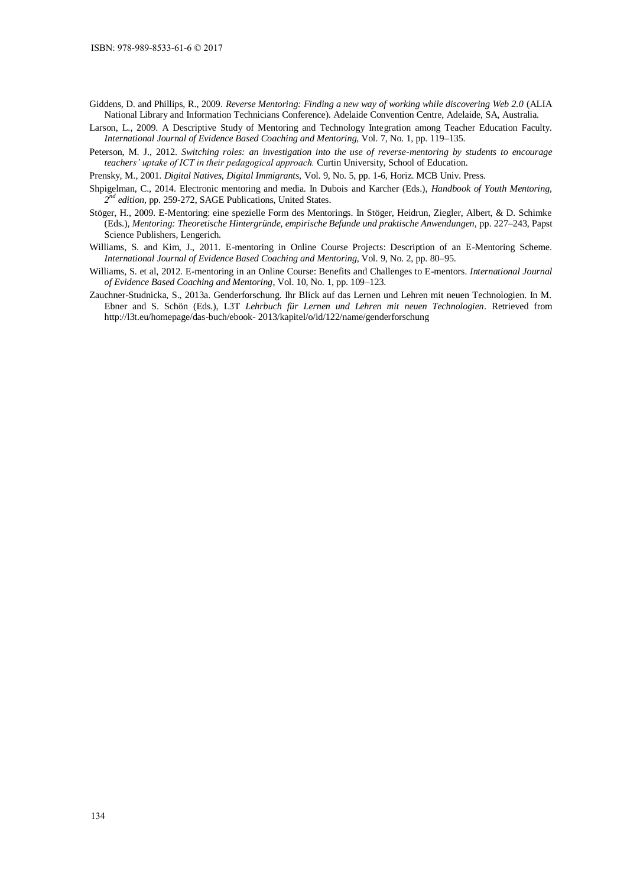Giddens, D. and Phillips, R., 2009. *Reverse Mentoring: Finding a new way of working while discovering Web 2.0* (ALIA National Library and Information Technicians Conference). Adelaide Convention Centre, Adelaide, SA, Australia.

Larson, L., 2009. A Descriptive Study of Mentoring and Technology Integration among Teacher Education Faculty. *International Journal of Evidence Based Coaching and Mentoring*, Vol. 7, No. 1, pp. 119–135.

Peterson, M. J., 2012. *Switching roles: an investigation into the use of reverse-mentoring by students to encourage teachers' uptake of ICT in their pedagogical approach.* Curtin University, School of Education.

Prensky, M., 2001. *Digital Natives, Digital Immigrants,* Vol. 9, No. 5, pp. 1-6, Horiz. MCB Univ. Press.

Shpigelman, C., 2014. Electronic mentoring and media. In Dubois and Karcher (Eds.), *Handbook of Youth Mentoring, 2nd edition*, pp. 259-272, SAGE Publications, United States.

Stöger, H., 2009. E-Mentoring: eine spezielle Form des Mentorings. In Stöger, Heidrun, Ziegler, Albert, & D. Schimke (Eds.), *Mentoring: Theoretische Hintergründe, empirische Befunde und praktische Anwendungen,* pp. 227–243, Papst Science Publishers, Lengerich.

Williams, S. and Kim, J., 2011. E-mentoring in Online Course Projects: Description of an E-Mentoring Scheme. *International Journal of Evidence Based Coaching and Mentoring,* Vol. 9, No. 2, pp. 80–95.

Williams, S. et al, 2012. E-mentoring in an Online Course: Benefits and Challenges to E-mentors. *International Journal of Evidence Based Coaching and Mentoring*, Vol. 10, No. 1, pp. 109–123.

Zauchner-Studnicka, S., 2013a. Genderforschung. Ihr Blick auf das Lernen und Lehren mit neuen Technologien. In M. Ebner and S. Schön (Eds.), L3T *Lehrbuch für Lernen und Lehren mit neuen Technologien*. Retrieved from http://l3t.eu/homepage/das-buch/ebook- 2013/kapitel/o/id/122/name/genderforschung